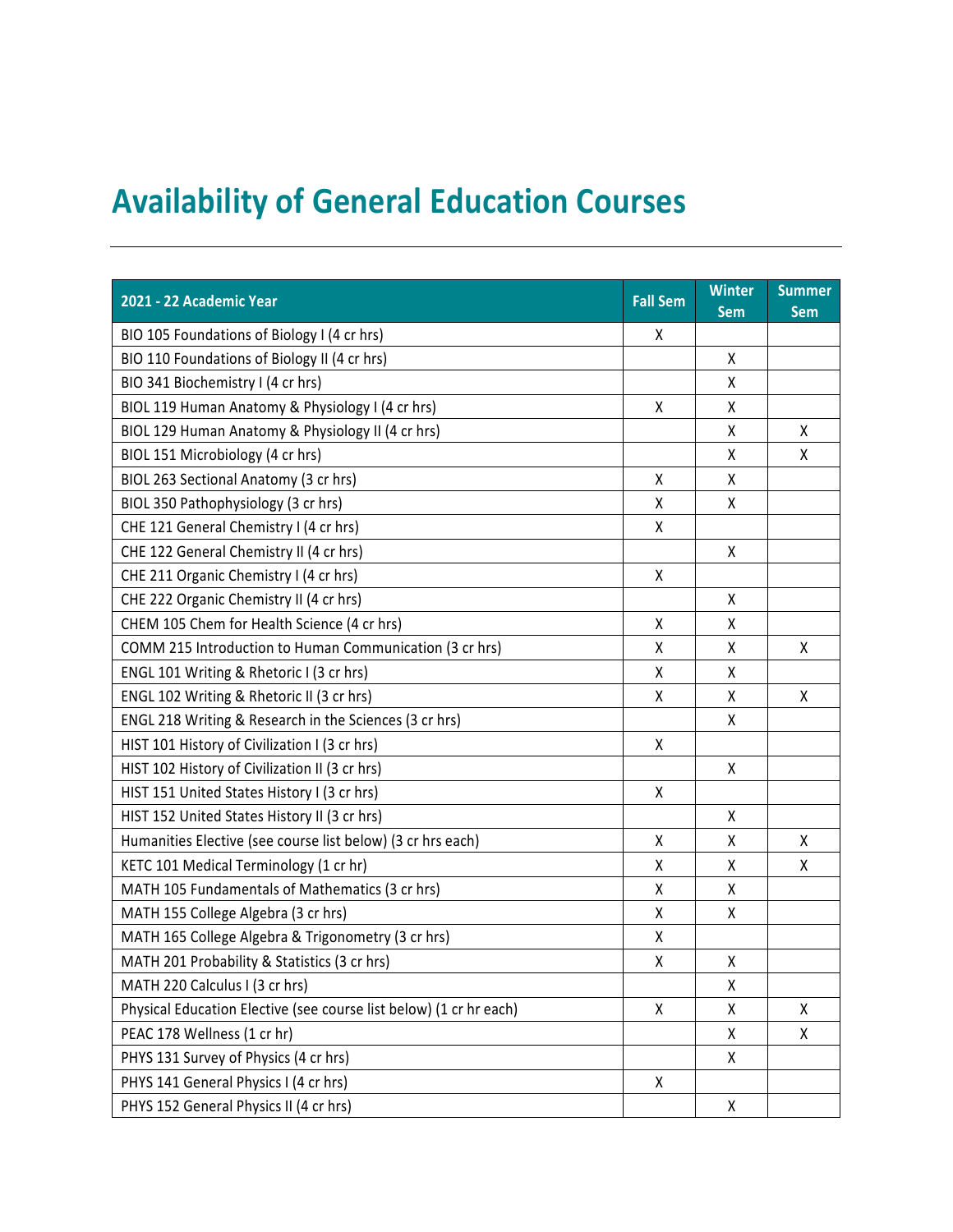# Availability of General Education Courses

| 2021 - 22 Academic Year | Fall Sem | Winter Sem | Summer Sem |
|---|---|---|---|
| BIO 105 Foundations of Biology I (4 cr hrs) | X | | |
| BIO 110 Foundations of Biology II (4 cr hrs) | | X | |
| BIO 341 Biochemistry I (4 cr hrs) | | X | |
| BIOL 119 Human Anatomy & Physiology I (4 cr hrs) | X | X | |
| BIOL 129 Human Anatomy & Physiology II (4 cr hrs) | | X | X |
| BIOL 151 Microbiology (4 cr hrs) | | X | X |
| BIOL 263 Sectional Anatomy (3 cr hrs) | X | X | |
| BIOL 350 Pathophysiology (3 cr hrs) | X | X | |
| CHE 121 General Chemistry I (4 cr hrs) | X | | |
| CHE 122 General Chemistry II (4 cr hrs) | | X | |
| CHE 211 Organic Chemistry I (4 cr hrs) | X | | |
| CHE 222 Organic Chemistry II (4 cr hrs) | | X | |
| CHEM 105 Chem for Health Science (4 cr hrs) | X | X | |
| COMM 215 Introduction to Human Communication (3 cr hrs) | X | X | X |
| ENGL 101 Writing & Rhetoric I (3 cr hrs) | X | X | |
| ENGL 102 Writing & Rhetoric II (3 cr hrs) | X | X | X |
| ENGL 218 Writing & Research in the Sciences (3 cr hrs) | | X | |
| HIST 101 History of Civilization I (3 cr hrs) | X | | |
| HIST 102 History of Civilization II (3 cr hrs) | | X | |
| HIST 151 United States History I (3 cr hrs) | X | | |
| HIST 152 United States History II (3 cr hrs) | | X | |
| Humanities Elective (see course list below) (3 cr hrs each) | X | X | X |
| KETC 101 Medical Terminology (1 cr hr) | X | X | X |
| MATH 105 Fundamentals of Mathematics (3 cr hrs) | X | X | |
| MATH 155 College Algebra (3 cr hrs) | X | X | |
| MATH 165 College Algebra & Trigonometry (3 cr hrs) | X | | |
| MATH 201 Probability & Statistics (3 cr hrs) | X | X | |
| MATH 220 Calculus I (3 cr hrs) | | X | |
| Physical Education Elective (see course list below) (1 cr hr each) | X | X | X |
| PEAC 178 Wellness (1 cr hr) | | X | X |
| PHYS 131 Survey of Physics (4 cr hrs) | | X | |
| PHYS 141 General Physics I (4 cr hrs) | X | | |
| PHYS 152 General Physics II (4 cr hrs) | | X | |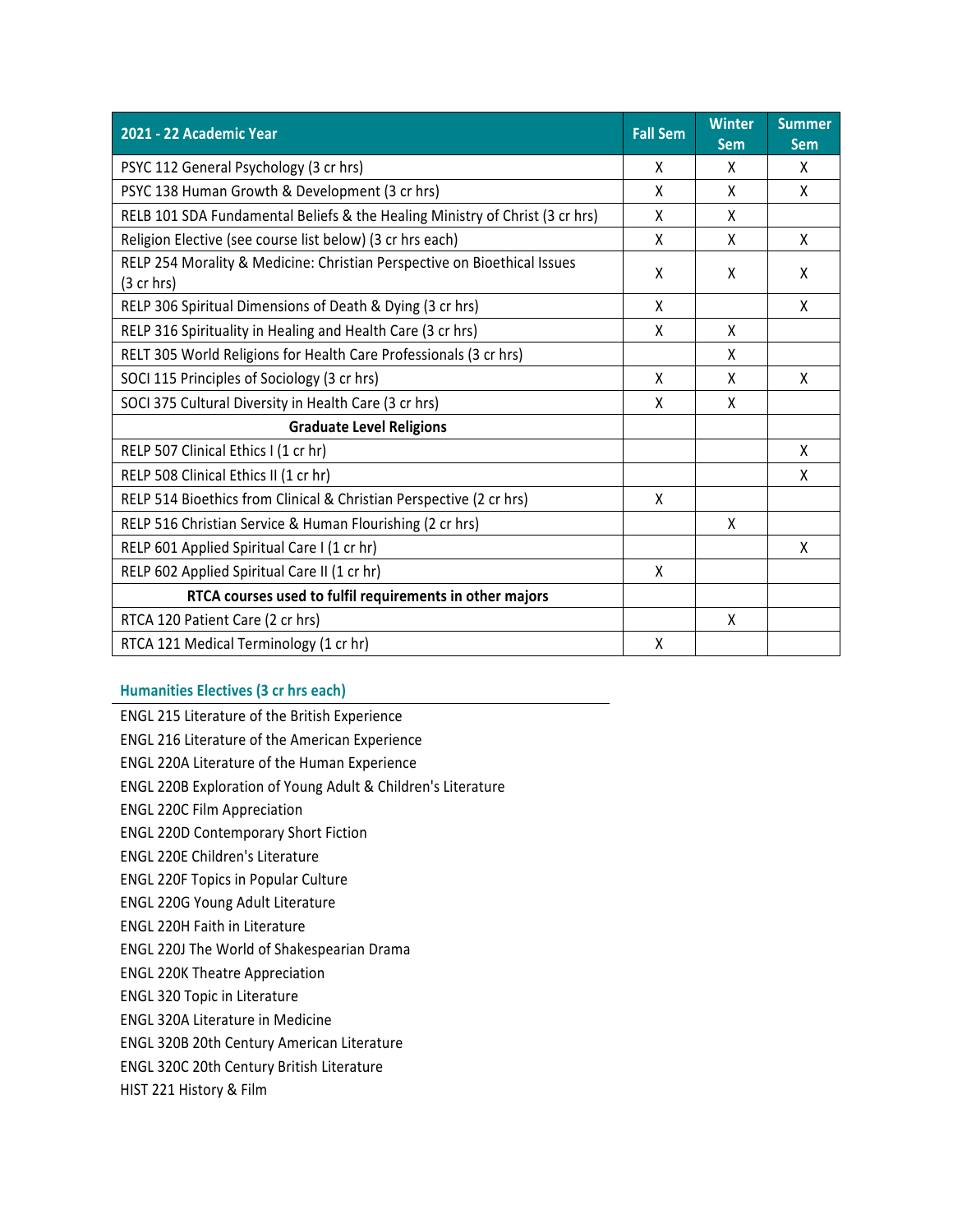| 2021 - 22 Academic Year | Fall Sem | Winter Sem | Summer Sem |
|---|---|---|---|
| PSYC 112 General Psychology (3 cr hrs) | X | X | X |
| PSYC 138 Human Growth & Development (3 cr hrs) | X | X | X |
| RELB 101 SDA Fundamental Beliefs & the Healing Ministry of Christ (3 cr hrs) | X | X | |
| Religion Elective (see course list below) (3 cr hrs each) | X | X | X |
| RELP 254 Morality & Medicine: Christian Perspective on Bioethical Issues (3 cr hrs) | X | X | X |
| RELP 306 Spiritual Dimensions of Death & Dying (3 cr hrs) | X | | X |
| RELP 316 Spirituality in Healing and Health Care (3 cr hrs) | X | X | |
| RELT 305 World Religions for Health Care Professionals (3 cr hrs) | | X | |
| SOCI 115 Principles of Sociology (3 cr hrs) | X | X | X |
| SOCI 375 Cultural Diversity in Health Care (3 cr hrs) | X | X | |
| **Graduate Level Religions** | | | |
| RELP 507 Clinical Ethics I (1 cr hr) | | | X |
| RELP 508 Clinical Ethics II (1 cr hr) | | | X |
| RELP 514 Bioethics from Clinical & Christian Perspective (2 cr hrs) | X | | |
| RELP 516 Christian Service & Human Flourishing (2 cr hrs) | | X | |
| RELP 601 Applied Spiritual Care I (1 cr hr) | | | X |
| RELP 602 Applied Spiritual Care II (1 cr hr) | X | | |
| **RTCA courses used to fulfil requirements in other majors** | | | |
| RTCA 120 Patient Care (2 cr hrs) | | X | |
| RTCA 121 Medical Terminology (1 cr hr) | X | | |

### Humanities Electives (3 cr hrs each)

ENGL 215 Literature of the British Experience
ENGL 216 Literature of the American Experience
ENGL 220A Literature of the Human Experience
ENGL 220B Exploration of Young Adult & Children's Literature
ENGL 220C Film Appreciation
ENGL 220D Contemporary Short Fiction
ENGL 220E Children's Literature
ENGL 220F Topics in Popular Culture
ENGL 220G Young Adult Literature
ENGL 220H Faith in Literature
ENGL 220J The World of Shakespearian Drama
ENGL 220K Theatre Appreciation
ENGL 320 Topic in Literature
ENGL 320A Literature in Medicine
ENGL 320B 20th Century American Literature
ENGL 320C 20th Century British Literature
HIST 221 History & Film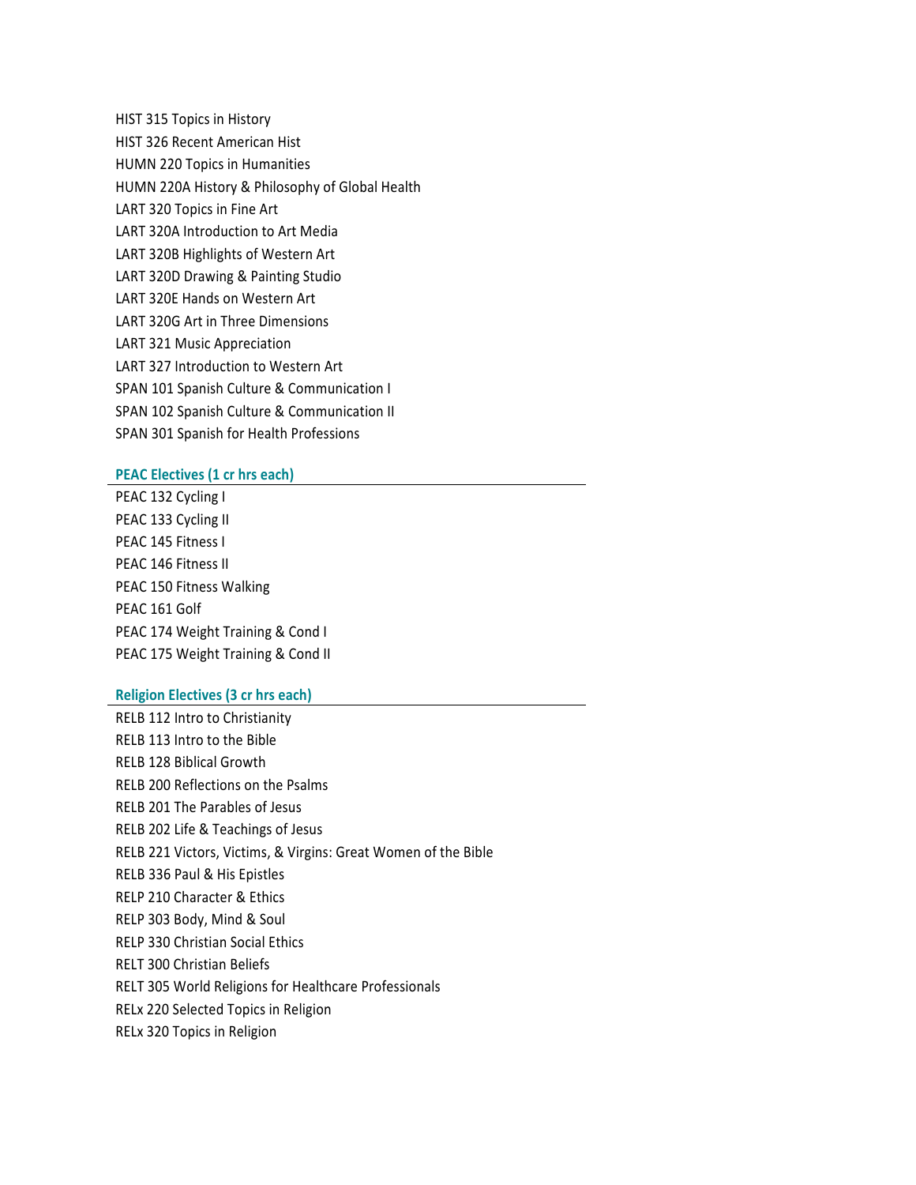HIST 315 Topics in History
HIST 326 Recent American Hist
HUMN 220 Topics in Humanities
HUMN 220A History & Philosophy of Global Health
LART 320 Topics in Fine Art
LART 320A Introduction to Art Media
LART 320B Highlights of Western Art
LART 320D Drawing & Painting Studio
LART 320E Hands on Western Art
LART 320G Art in Three Dimensions
LART 321 Music Appreciation
LART 327 Introduction to Western Art
SPAN 101 Spanish Culture & Communication I
SPAN 102 Spanish Culture & Communication II
SPAN 301 Spanish for Health Professions

### PEAC Electives (1 cr hrs each)

PEAC 132 Cycling I
PEAC 133 Cycling II
PEAC 145 Fitness I
PEAC 146 Fitness II
PEAC 150 Fitness Walking
PEAC 161 Golf
PEAC 174 Weight Training & Cond I
PEAC 175 Weight Training & Cond II

### Religion Electives (3 cr hrs each)

RELB 112 Intro to Christianity
RELB 113 Intro to the Bible
RELB 128 Biblical Growth
RELB 200 Reflections on the Psalms
RELB 201 The Parables of Jesus
RELB 202 Life & Teachings of Jesus
RELB 221 Victors, Victims, & Virgins: Great Women of the Bible
RELB 336 Paul & His Epistles
RELP 210 Character & Ethics
RELP 303 Body, Mind & Soul
RELP 330 Christian Social Ethics
RELT 300 Christian Beliefs
RELT 305 World Religions for Healthcare Professionals
RELx 220 Selected Topics in Religion
RELx 320 Topics in Religion